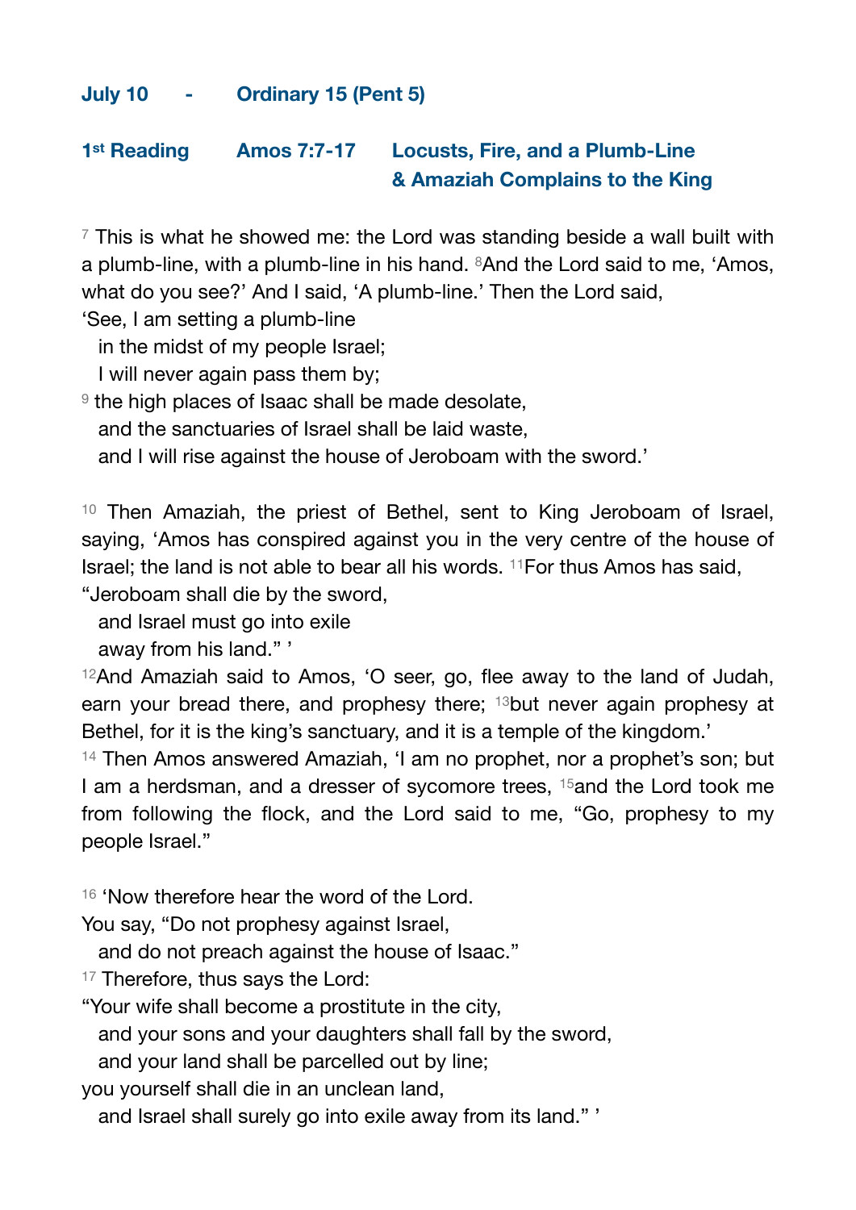## July 10 - Ordinary 15 (Pent 5)

### 1st Reading Amos 7:7-17 Locusts, Fire, and a Plumb-Line & Amaziah Complains to the King

[7] This is what he showed me: the Lord was standing beside a wall built with a plumb-line, with a plumb-line in his hand. [8]And the Lord said to me, 'Amos, what do you see?' And I said, 'A plumb-line.' Then the Lord said,
'See, I am setting a plumb-line
  in the midst of my people Israel;
  I will never again pass them by;
[9] the high places of Isaac shall be made desolate,
  and the sanctuaries of Israel shall be laid waste,
  and I will rise against the house of Jeroboam with the sword.'

[10] Then Amaziah, the priest of Bethel, sent to King Jeroboam of Israel, saying, 'Amos has conspired against you in the very centre of the house of Israel; the land is not able to bear all his words. [11]For thus Amos has said,
"Jeroboam shall die by the sword,
  and Israel must go into exile
  away from his land." '
[12]And Amaziah said to Amos, 'O seer, go, flee away to the land of Judah, earn your bread there, and prophesy there; [13]but never again prophesy at Bethel, for it is the king's sanctuary, and it is a temple of the kingdom.'
[14] Then Amos answered Amaziah, 'I am no prophet, nor a prophet's son; but I am a herdsman, and a dresser of sycomore trees, [15]and the Lord took me from following the flock, and the Lord said to me, "Go, prophesy to my people Israel."

[16] 'Now therefore hear the word of the Lord.
You say, "Do not prophesy against Israel,
  and do not preach against the house of Isaac."
[17] Therefore, thus says the Lord:
"Your wife shall become a prostitute in the city,
  and your sons and your daughters shall fall by the sword,
  and your land shall be parcelled out by line;
you yourself shall die in an unclean land,
  and Israel shall surely go into exile away from its land." '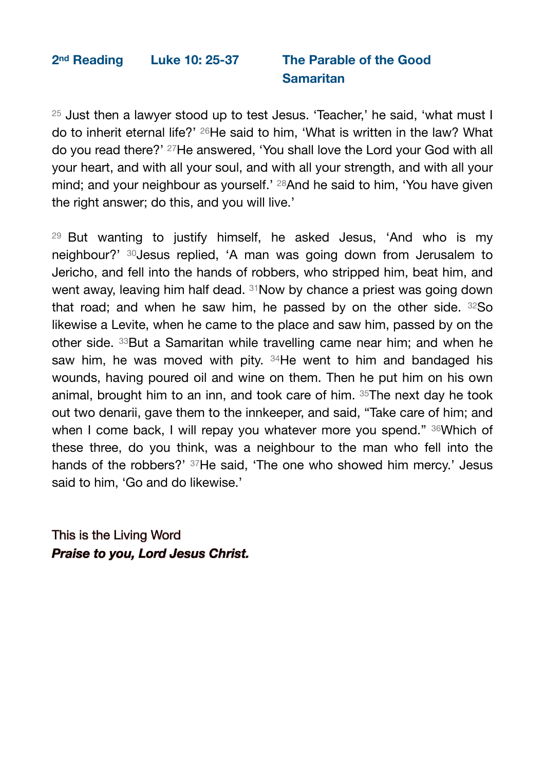## 2nd Reading Luke 10: 25-37 The Parable of the Good Samaritan

[25] Just then a lawyer stood up to test Jesus. 'Teacher,' he said, 'what must I do to inherit eternal life?' [26]He said to him, 'What is written in the law? What do you read there?' [27]He answered, 'You shall love the Lord your God with all your heart, and with all your soul, and with all your strength, and with all your mind; and your neighbour as yourself.' [28]And he said to him, 'You have given the right answer; do this, and you will live.'

[29] But wanting to justify himself, he asked Jesus, 'And who is my neighbour?' [30]Jesus replied, 'A man was going down from Jerusalem to Jericho, and fell into the hands of robbers, who stripped him, beat him, and went away, leaving him half dead. [31]Now by chance a priest was going down that road; and when he saw him, he passed by on the other side. [32]So likewise a Levite, when he came to the place and saw him, passed by on the other side. [33]But a Samaritan while travelling came near him; and when he saw him, he was moved with pity. [34]He went to him and bandaged his wounds, having poured oil and wine on them. Then he put him on his own animal, brought him to an inn, and took care of him. [35]The next day he took out two denarii, gave them to the innkeeper, and said, "Take care of him; and when I come back, I will repay you whatever more you spend." [36]Which of these three, do you think, was a neighbour to the man who fell into the hands of the robbers?' [37]He said, 'The one who showed him mercy.' Jesus said to him, 'Go and do likewise.'

This is the Living Word
***Praise to you, Lord Jesus Christ.***